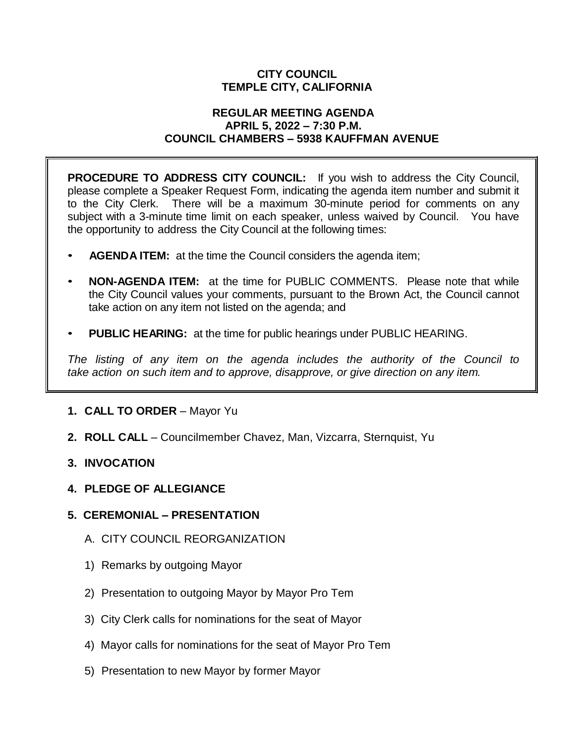**CITY COUNCIL**
**TEMPLE CITY, CALIFORNIA**

**REGULAR MEETING AGENDA**
**APRIL 5, 2022 – 7:30 P.M.**
**COUNCIL CHAMBERS – 5938 KAUFFMAN AVENUE**

**PROCEDURE TO ADDRESS CITY COUNCIL:** If you wish to address the City Council, please complete a Speaker Request Form, indicating the agenda item number and submit it to the City Clerk. There will be a maximum 30-minute period for comments on any subject with a 3-minute time limit on each speaker, unless waived by Council. You have the opportunity to address the City Council at the following times:

- **AGENDA ITEM:** at the time the Council considers the agenda item;
- **NON-AGENDA ITEM:** at the time for PUBLIC COMMENTS. Please note that while the City Council values your comments, pursuant to the Brown Act, the Council cannot take action on any item not listed on the agenda; and
- **PUBLIC HEARING:** at the time for public hearings under PUBLIC HEARING.

*The listing of any item on the agenda includes the authority of the Council to take action on such item and to approve, disapprove, or give direction on any item.*

1. **CALL TO ORDER** – Mayor Yu

2. **ROLL CALL** – Councilmember Chavez, Man, Vizcarra, Sternquist, Yu

3. **INVOCATION**

4. **PLEDGE OF ALLEGIANCE**

5. **CEREMONIAL – PRESENTATION**

   A. CITY COUNCIL REORGANIZATION

   1) Remarks by outgoing Mayor

   2) Presentation to outgoing Mayor by Mayor Pro Tem

   3) City Clerk calls for nominations for the seat of Mayor

   4) Mayor calls for nominations for the seat of Mayor Pro Tem

   5) Presentation to new Mayor by former Mayor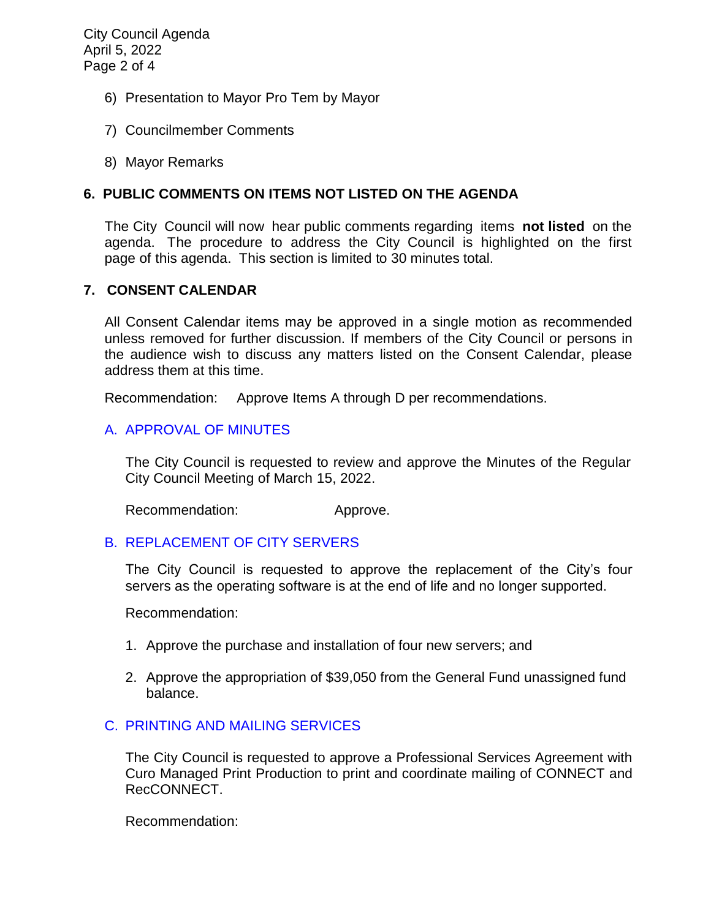6) Presentation to Mayor Pro Tem by Mayor

7) Councilmember Comments

8) Mayor Remarks

## 6. PUBLIC COMMENTS ON ITEMS NOT LISTED ON THE AGENDA

The City Council will now hear public comments regarding items **not listed** on the agenda. The procedure to address the City Council is highlighted on the first page of this agenda. This section is limited to 30 minutes total.

## 7. CONSENT CALENDAR

All Consent Calendar items may be approved in a single motion as recommended unless removed for further discussion. If members of the City Council or persons in the audience wish to discuss any matters listed on the Consent Calendar, please address them at this time.

Recommendation: Approve Items A through D per recommendations.

### A. APPROVAL OF MINUTES

The City Council is requested to review and approve the Minutes of the Regular City Council Meeting of March 15, 2022.

Recommendation: Approve.

### B. REPLACEMENT OF CITY SERVERS

The City Council is requested to approve the replacement of the City's four servers as the operating software is at the end of life and no longer supported.

Recommendation:

1. Approve the purchase and installation of four new servers; and
2. Approve the appropriation of $39,050 from the General Fund unassigned fund balance.

### C. PRINTING AND MAILING SERVICES

The City Council is requested to approve a Professional Services Agreement with Curo Managed Print Production to print and coordinate mailing of CONNECT and RecCONNECT.

Recommendation: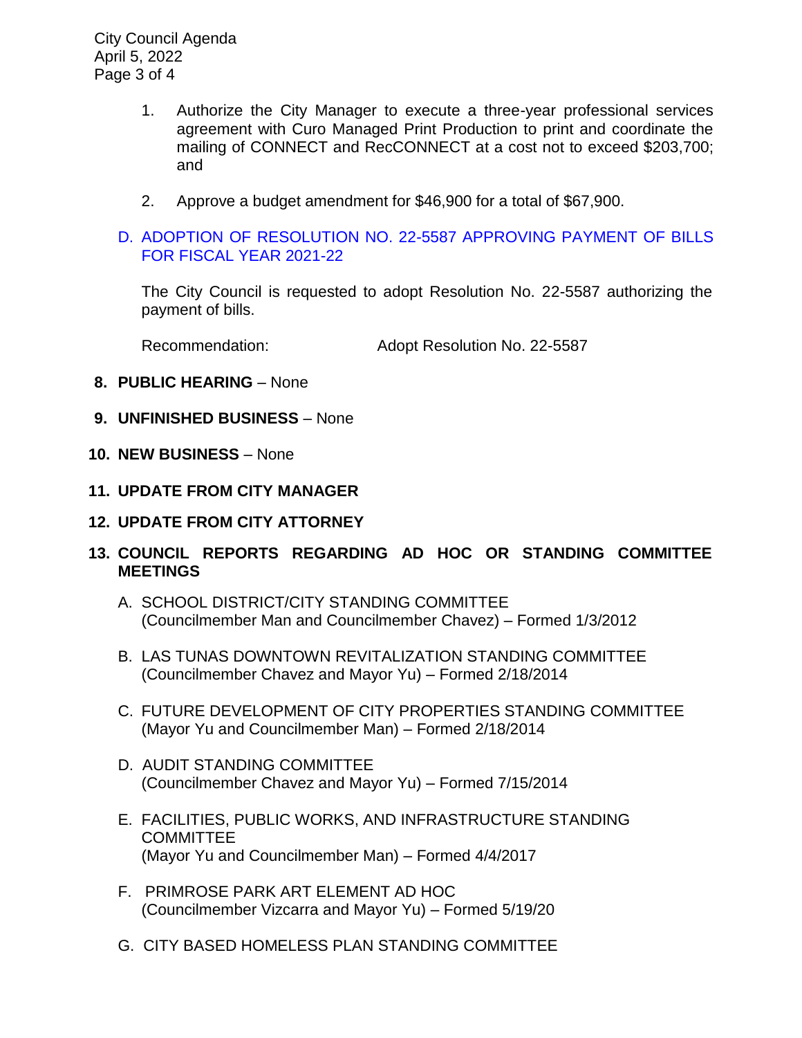1. Authorize the City Manager to execute a three-year professional services agreement with Curo Managed Print Production to print and coordinate the mailing of CONNECT and RecCONNECT at a cost not to exceed $203,700; and

2. Approve a budget amendment for $46,900 for a total of $67,900.

D. ADOPTION OF RESOLUTION NO. 22-5587 APPROVING PAYMENT OF BILLS FOR FISCAL YEAR 2021-22

The City Council is requested to adopt Resolution No. 22-5587 authorizing the payment of bills.

Recommendation: Adopt Resolution No. 22-5587

8. **PUBLIC HEARING** – None

9. **UNFINISHED BUSINESS** – None

10. **NEW BUSINESS** – None

11. **UPDATE FROM CITY MANAGER**

12. **UPDATE FROM CITY ATTORNEY**

13. **COUNCIL REPORTS REGARDING AD HOC OR STANDING COMMITTEE MEETINGS**

A. SCHOOL DISTRICT/CITY STANDING COMMITTEE
(Councilmember Man and Councilmember Chavez) – Formed 1/3/2012

B. LAS TUNAS DOWNTOWN REVITALIZATION STANDING COMMITTEE
(Councilmember Chavez and Mayor Yu) – Formed 2/18/2014

C. FUTURE DEVELOPMENT OF CITY PROPERTIES STANDING COMMITTEE
(Mayor Yu and Councilmember Man) – Formed 2/18/2014

D. AUDIT STANDING COMMITTEE
(Councilmember Chavez and Mayor Yu) – Formed 7/15/2014

E. FACILITIES, PUBLIC WORKS, AND INFRASTRUCTURE STANDING COMMITTEE
(Mayor Yu and Councilmember Man) – Formed 4/4/2017

F. PRIMROSE PARK ART ELEMENT AD HOC
(Councilmember Vizcarra and Mayor Yu) – Formed 5/19/20

G. CITY BASED HOMELESS PLAN STANDING COMMITTEE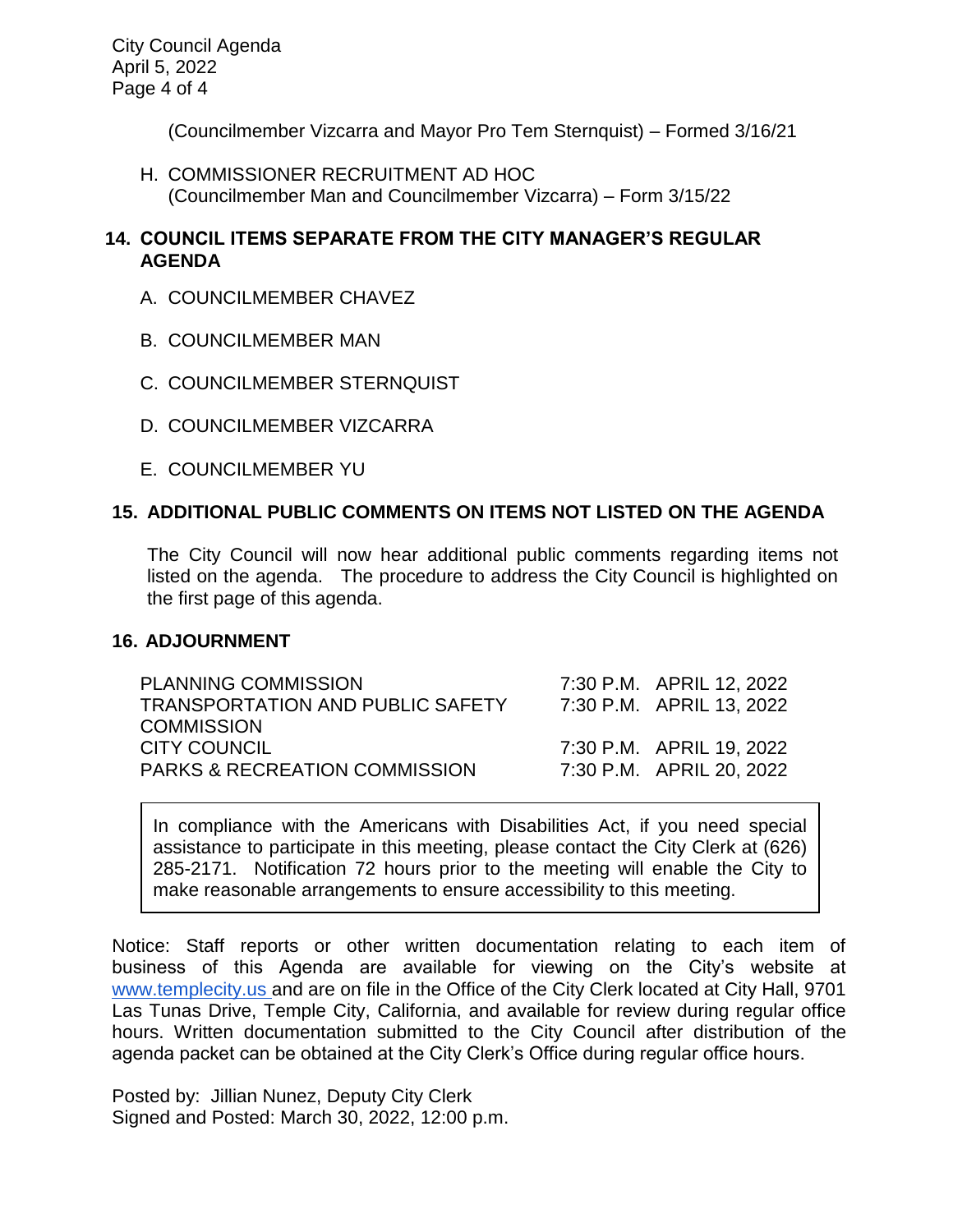(Councilmember Vizcarra and Mayor Pro Tem Sternquist) – Formed 3/16/21

H. COMMISSIONER RECRUITMENT AD HOC
(Councilmember Man and Councilmember Vizcarra) – Form 3/15/22

## 14. COUNCIL ITEMS SEPARATE FROM THE CITY MANAGER'S REGULAR AGENDA

A. COUNCILMEMBER CHAVEZ

B. COUNCILMEMBER MAN

C. COUNCILMEMBER STERNQUIST

D. COUNCILMEMBER VIZCARRA

E. COUNCILMEMBER YU

## 15. ADDITIONAL PUBLIC COMMENTS ON ITEMS NOT LISTED ON THE AGENDA

The City Council will now hear additional public comments regarding items not listed on the agenda. The procedure to address the City Council is highlighted on the first page of this agenda.

## 16. ADJOURNMENT

| | |
|---|---|
| PLANNING COMMISSION | 7:30 P.M. APRIL 12, 2022 |
| TRANSPORTATION AND PUBLIC SAFETY COMMISSION | 7:30 P.M. APRIL 13, 2022 |
| CITY COUNCIL | 7:30 P.M. APRIL 19, 2022 |
| PARKS & RECREATION COMMISSION | 7:30 P.M. APRIL 20, 2022 |

In compliance with the Americans with Disabilities Act, if you need special assistance to participate in this meeting, please contact the City Clerk at (626) 285-2171. Notification 72 hours prior to the meeting will enable the City to make reasonable arrangements to ensure accessibility to this meeting.

Notice: Staff reports or other written documentation relating to each item of business of this Agenda are available for viewing on the City's website at www.templecity.us and are on file in the Office of the City Clerk located at City Hall, 9701 Las Tunas Drive, Temple City, California, and available for review during regular office hours. Written documentation submitted to the City Council after distribution of the agenda packet can be obtained at the City Clerk's Office during regular office hours.

Posted by: Jillian Nunez, Deputy City Clerk
Signed and Posted: March 30, 2022, 12:00 p.m.